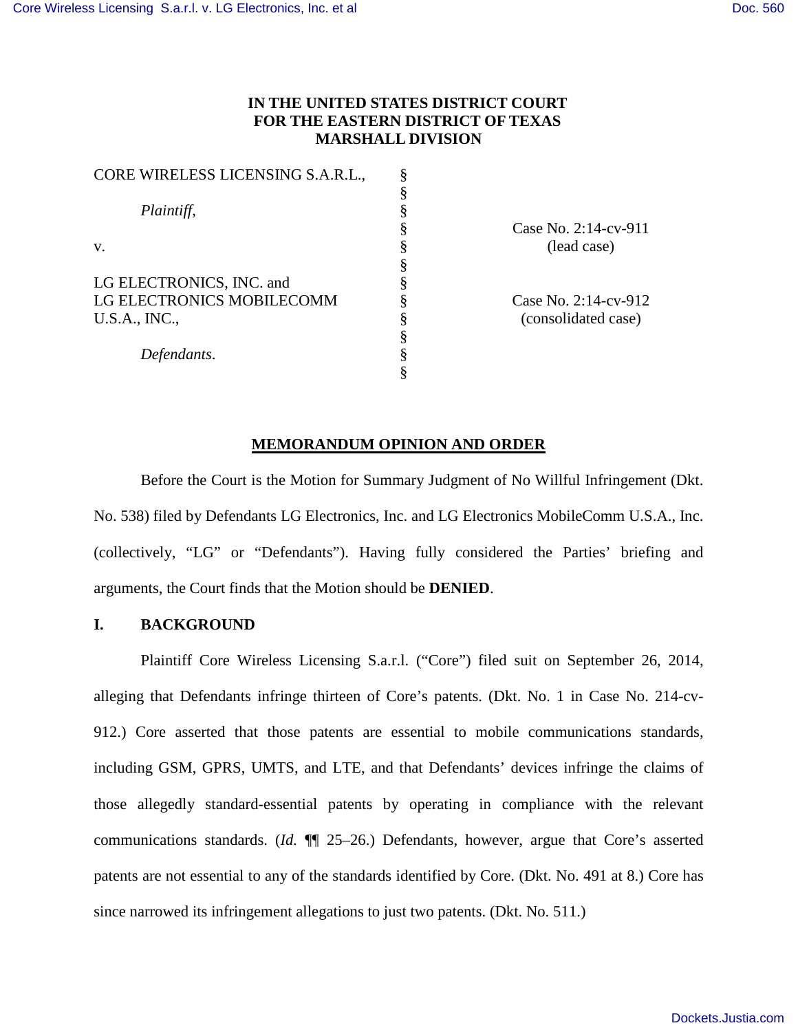**IN THE UNITED STATES DISTRICT COURT**
**FOR THE EASTERN DISTRICT OF TEXAS**
**MARSHALL DIVISION**

| | | |
|---|---|---|
| CORE WIRELESS LICENSING S.A.R.L., | § | |
| | § | |
| *Plaintiff*, | § | |
| | § | Case No. 2:14-cv-911 |
| v. | § | (lead case) |
| | § | |
| LG ELECTRONICS, INC. and | § | |
| LG ELECTRONICS MOBILECOMM | § | Case No. 2:14-cv-912 |
| U.S.A., INC., | § | (consolidated case) |
| | § | |
| *Defendants*. | § | |
| | § | |

**MEMORANDUM OPINION AND ORDER**

Before the Court is the Motion for Summary Judgment of No Willful Infringement (Dkt. No. 538) filed by Defendants LG Electronics, Inc. and LG Electronics MobileComm U.S.A., Inc. (collectively, "LG" or "Defendants"). Having fully considered the Parties' briefing and arguments, the Court finds that the Motion should be **DENIED**.

## I. BACKGROUND

Plaintiff Core Wireless Licensing S.a.r.l. ("Core") filed suit on September 26, 2014, alleging that Defendants infringe thirteen of Core's patents. (Dkt. No. 1 in Case No. 214-cv-912.) Core asserted that those patents are essential to mobile communications standards, including GSM, GPRS, UMTS, and LTE, and that Defendants' devices infringe the claims of those allegedly standard-essential patents by operating in compliance with the relevant communications standards. (*Id.* ¶¶ 25–26.) Defendants, however, argue that Core's asserted patents are not essential to any of the standards identified by Core. (Dkt. No. 491 at 8.) Core has since narrowed its infringement allegations to just two patents. (Dkt. No. 511.)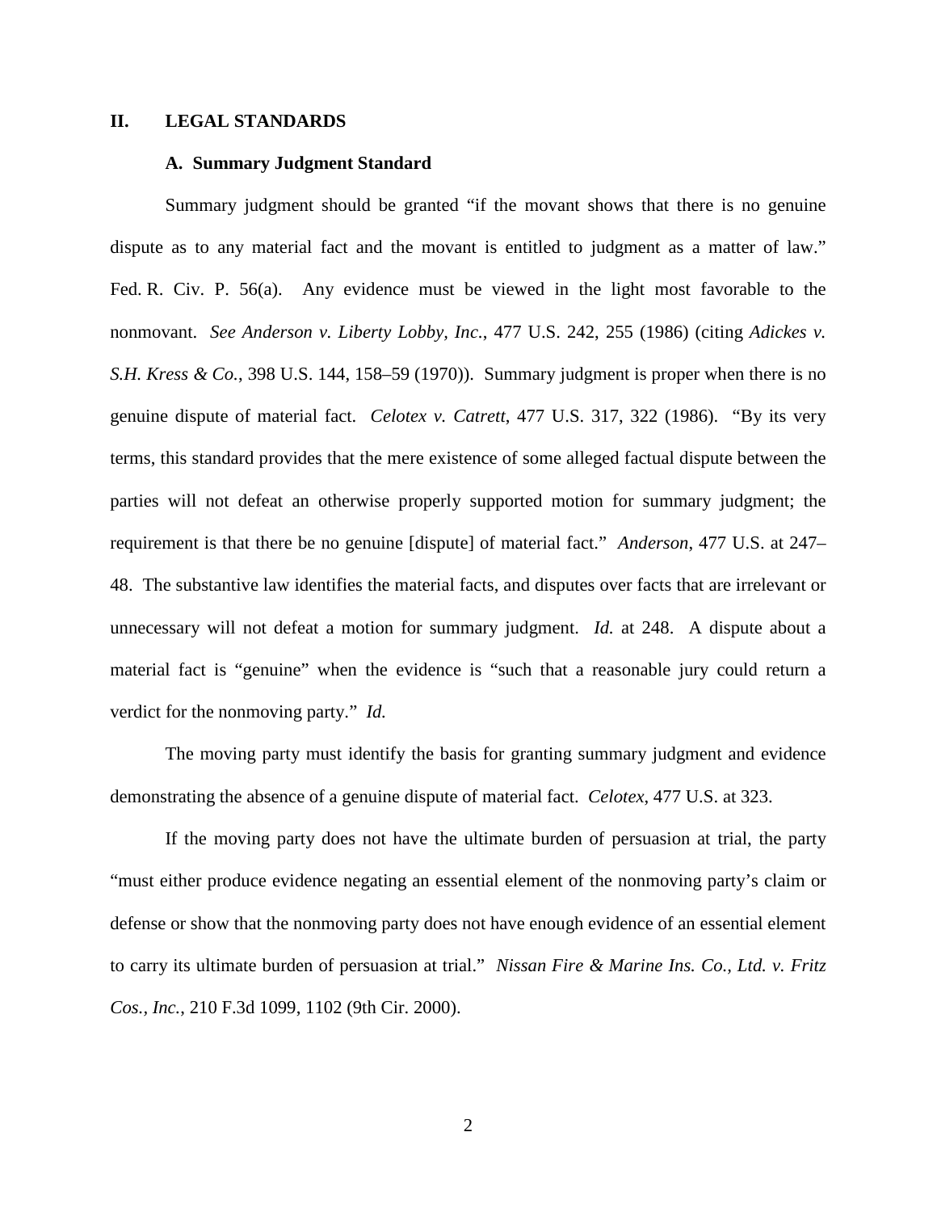## II. LEGAL STANDARDS

### A. Summary Judgment Standard

Summary judgment should be granted "if the movant shows that there is no genuine dispute as to any material fact and the movant is entitled to judgment as a matter of law." Fed. R. Civ. P. 56(a). Any evidence must be viewed in the light most favorable to the nonmovant. *See Anderson v. Liberty Lobby, Inc.*, 477 U.S. 242, 255 (1986) (citing *Adickes v. S.H. Kress & Co.*, 398 U.S. 144, 158–59 (1970)). Summary judgment is proper when there is no genuine dispute of material fact. *Celotex v. Catrett*, 477 U.S. 317, 322 (1986). "By its very terms, this standard provides that the mere existence of some alleged factual dispute between the parties will not defeat an otherwise properly supported motion for summary judgment; the requirement is that there be no genuine [dispute] of material fact." *Anderson*, 477 U.S. at 247–48. The substantive law identifies the material facts, and disputes over facts that are irrelevant or unnecessary will not defeat a motion for summary judgment. *Id.* at 248. A dispute about a material fact is "genuine" when the evidence is "such that a reasonable jury could return a verdict for the nonmoving party." *Id.*

The moving party must identify the basis for granting summary judgment and evidence demonstrating the absence of a genuine dispute of material fact. *Celotex*, 477 U.S. at 323.

If the moving party does not have the ultimate burden of persuasion at trial, the party "must either produce evidence negating an essential element of the nonmoving party's claim or defense or show that the nonmoving party does not have enough evidence of an essential element to carry its ultimate burden of persuasion at trial." *Nissan Fire & Marine Ins. Co., Ltd. v. Fritz Cos., Inc.*, 210 F.3d 1099, 1102 (9th Cir. 2000).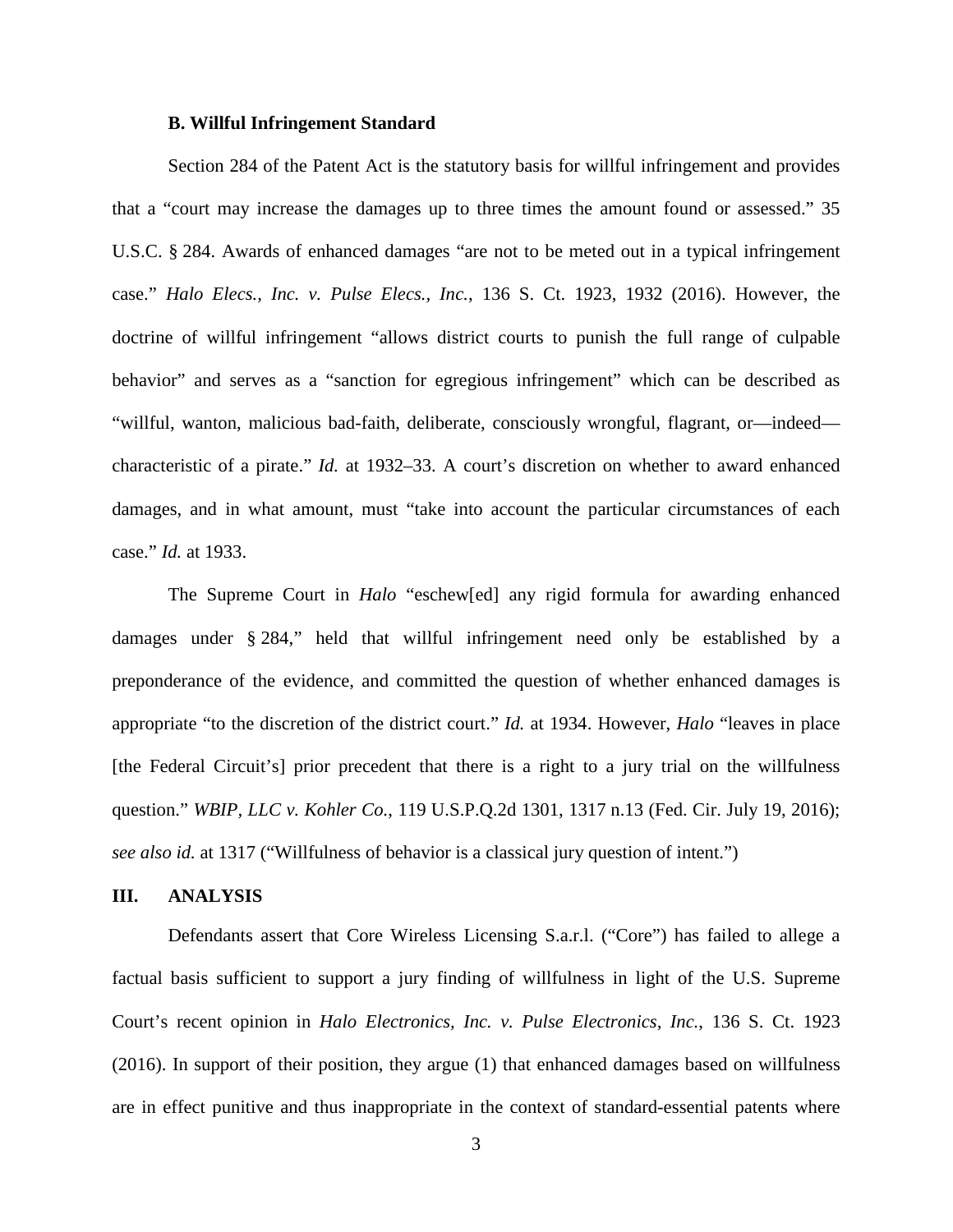### B. Willful Infringement Standard

Section 284 of the Patent Act is the statutory basis for willful infringement and provides that a "court may increase the damages up to three times the amount found or assessed." 35 U.S.C. § 284. Awards of enhanced damages "are not to be meted out in a typical infringement case." *Halo Elecs., Inc. v. Pulse Elecs., Inc.*, 136 S. Ct. 1923, 1932 (2016). However, the doctrine of willful infringement "allows district courts to punish the full range of culpable behavior" and serves as a "sanction for egregious infringement" which can be described as "willful, wanton, malicious bad-faith, deliberate, consciously wrongful, flagrant, or—indeed—characteristic of a pirate." *Id.* at 1932–33. A court's discretion on whether to award enhanced damages, and in what amount, must "take into account the particular circumstances of each case." *Id.* at 1933.

The Supreme Court in *Halo* "eschew[ed] any rigid formula for awarding enhanced damages under § 284," held that willful infringement need only be established by a preponderance of the evidence, and committed the question of whether enhanced damages is appropriate "to the discretion of the district court." *Id.* at 1934. However, *Halo* "leaves in place [the Federal Circuit's] prior precedent that there is a right to a jury trial on the willfulness question." *WBIP, LLC v. Kohler Co.*, 119 U.S.P.Q.2d 1301, 1317 n.13 (Fed. Cir. July 19, 2016); *see also id.* at 1317 ("Willfulness of behavior is a classical jury question of intent.")

## III. ANALYSIS

Defendants assert that Core Wireless Licensing S.a.r.l. ("Core") has failed to allege a factual basis sufficient to support a jury finding of willfulness in light of the U.S. Supreme Court's recent opinion in *Halo Electronics, Inc. v. Pulse Electronics, Inc.*, 136 S. Ct. 1923 (2016). In support of their position, they argue (1) that enhanced damages based on willfulness are in effect punitive and thus inappropriate in the context of standard-essential patents where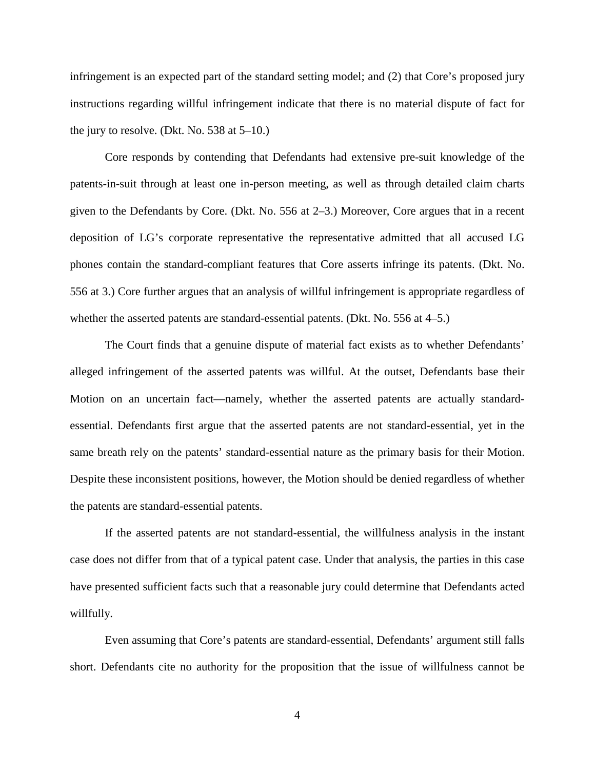infringement is an expected part of the standard setting model; and (2) that Core's proposed jury instructions regarding willful infringement indicate that there is no material dispute of fact for the jury to resolve. (Dkt. No. 538 at 5–10.)

Core responds by contending that Defendants had extensive pre-suit knowledge of the patents-in-suit through at least one in-person meeting, as well as through detailed claim charts given to the Defendants by Core. (Dkt. No. 556 at 2–3.) Moreover, Core argues that in a recent deposition of LG's corporate representative the representative admitted that all accused LG phones contain the standard-compliant features that Core asserts infringe its patents. (Dkt. No. 556 at 3.) Core further argues that an analysis of willful infringement is appropriate regardless of whether the asserted patents are standard-essential patents. (Dkt. No. 556 at 4–5.)

The Court finds that a genuine dispute of material fact exists as to whether Defendants' alleged infringement of the asserted patents was willful. At the outset, Defendants base their Motion on an uncertain fact—namely, whether the asserted patents are actually standard-essential. Defendants first argue that the asserted patents are not standard-essential, yet in the same breath rely on the patents' standard-essential nature as the primary basis for their Motion. Despite these inconsistent positions, however, the Motion should be denied regardless of whether the patents are standard-essential patents.

If the asserted patents are not standard-essential, the willfulness analysis in the instant case does not differ from that of a typical patent case. Under that analysis, the parties in this case have presented sufficient facts such that a reasonable jury could determine that Defendants acted willfully.

Even assuming that Core's patents are standard-essential, Defendants' argument still falls short. Defendants cite no authority for the proposition that the issue of willfulness cannot be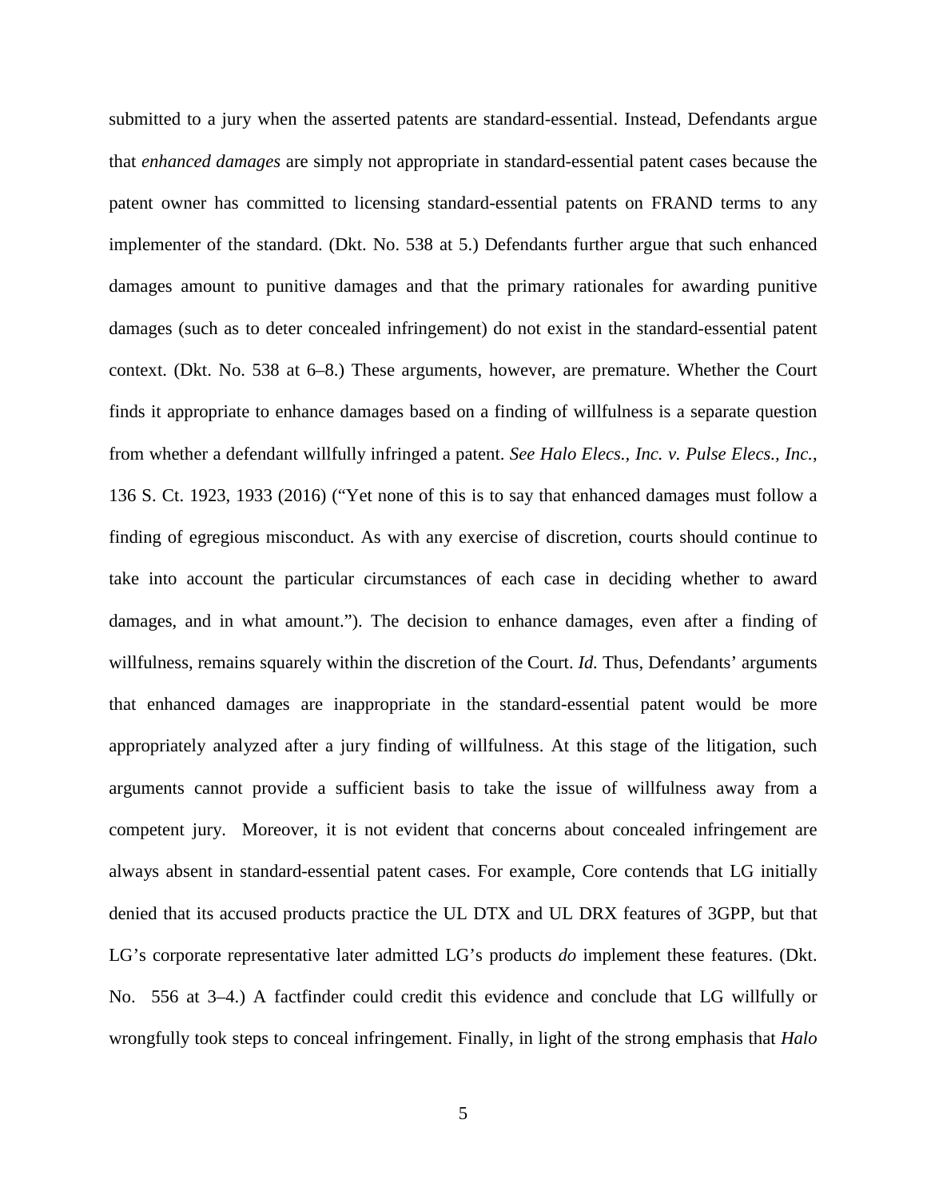submitted to a jury when the asserted patents are standard-essential. Instead, Defendants argue that *enhanced damages* are simply not appropriate in standard-essential patent cases because the patent owner has committed to licensing standard-essential patents on FRAND terms to any implementer of the standard. (Dkt. No. 538 at 5.) Defendants further argue that such enhanced damages amount to punitive damages and that the primary rationales for awarding punitive damages (such as to deter concealed infringement) do not exist in the standard-essential patent context. (Dkt. No. 538 at 6–8.) These arguments, however, are premature. Whether the Court finds it appropriate to enhance damages based on a finding of willfulness is a separate question from whether a defendant willfully infringed a patent. *See Halo Elecs., Inc. v. Pulse Elecs., Inc.*, 136 S. Ct. 1923, 1933 (2016) ("Yet none of this is to say that enhanced damages must follow a finding of egregious misconduct. As with any exercise of discretion, courts should continue to take into account the particular circumstances of each case in deciding whether to award damages, and in what amount."). The decision to enhance damages, even after a finding of willfulness, remains squarely within the discretion of the Court. *Id.* Thus, Defendants' arguments that enhanced damages are inappropriate in the standard-essential patent would be more appropriately analyzed after a jury finding of willfulness. At this stage of the litigation, such arguments cannot provide a sufficient basis to take the issue of willfulness away from a competent jury. Moreover, it is not evident that concerns about concealed infringement are always absent in standard-essential patent cases. For example, Core contends that LG initially denied that its accused products practice the UL DTX and UL DRX features of 3GPP, but that LG's corporate representative later admitted LG's products *do* implement these features. (Dkt. No. 556 at 3–4.) A factfinder could credit this evidence and conclude that LG willfully or wrongfully took steps to conceal infringement. Finally, in light of the strong emphasis that *Halo*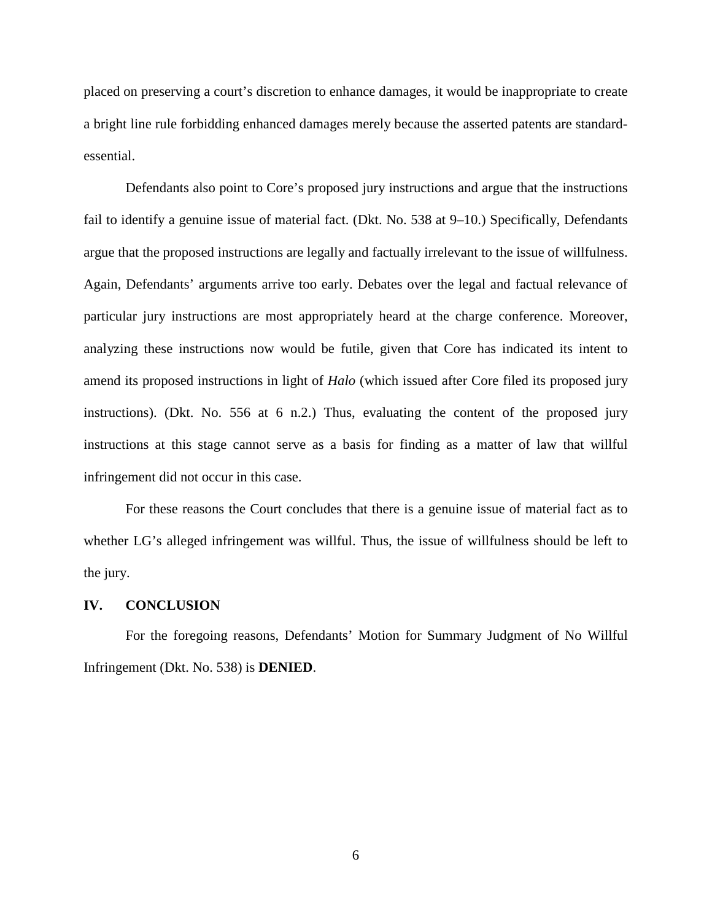placed on preserving a court's discretion to enhance damages, it would be inappropriate to create a bright line rule forbidding enhanced damages merely because the asserted patents are standard-essential.

Defendants also point to Core's proposed jury instructions and argue that the instructions fail to identify a genuine issue of material fact. (Dkt. No. 538 at 9–10.) Specifically, Defendants argue that the proposed instructions are legally and factually irrelevant to the issue of willfulness. Again, Defendants' arguments arrive too early. Debates over the legal and factual relevance of particular jury instructions are most appropriately heard at the charge conference. Moreover, analyzing these instructions now would be futile, given that Core has indicated its intent to amend its proposed instructions in light of *Halo* (which issued after Core filed its proposed jury instructions). (Dkt. No. 556 at 6 n.2.) Thus, evaluating the content of the proposed jury instructions at this stage cannot serve as a basis for finding as a matter of law that willful infringement did not occur in this case.

For these reasons the Court concludes that there is a genuine issue of material fact as to whether LG's alleged infringement was willful. Thus, the issue of willfulness should be left to the jury.

## IV. CONCLUSION

For the foregoing reasons, Defendants' Motion for Summary Judgment of No Willful Infringement (Dkt. No. 538) is **DENIED**.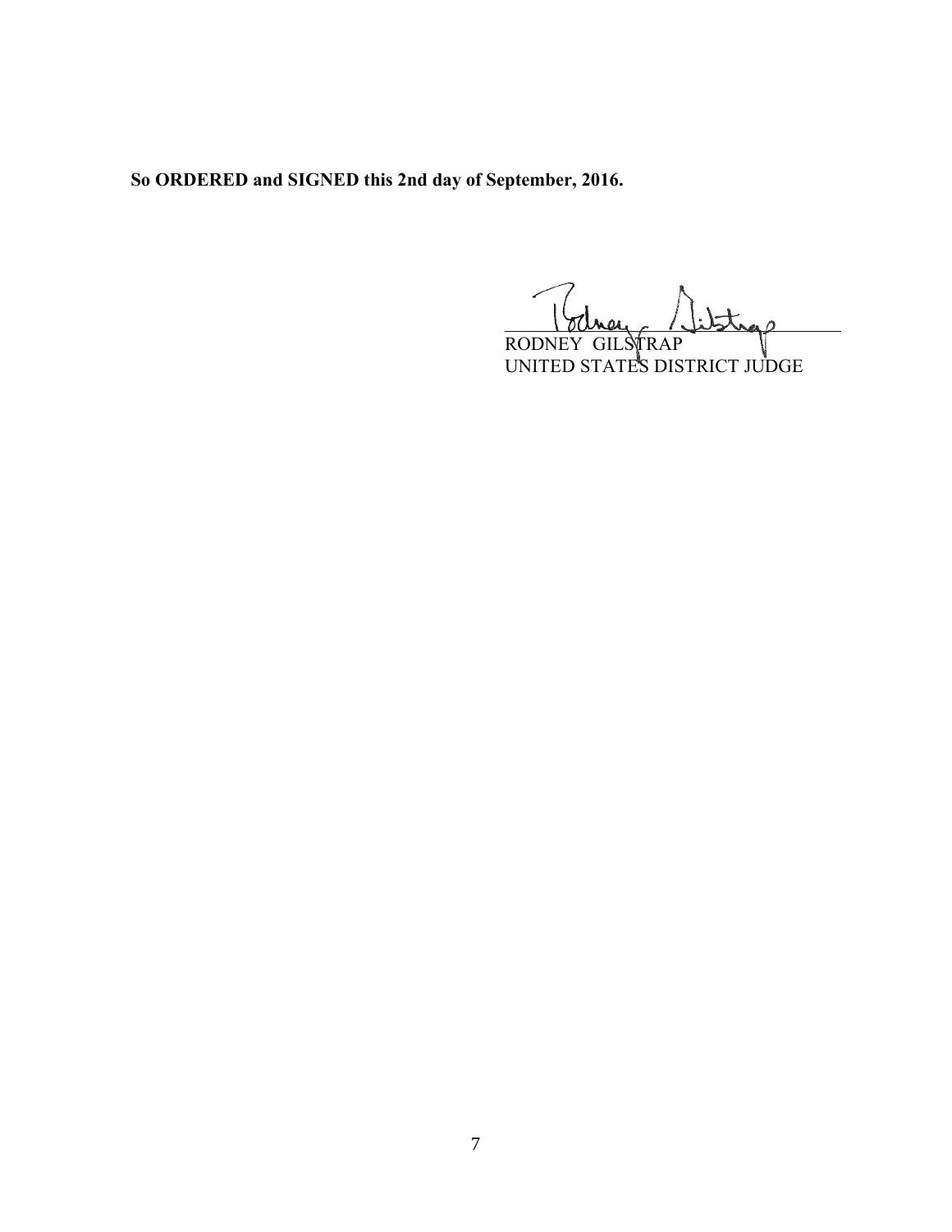**So ORDERED and SIGNED this 2nd day of September, 2016.**

RODNEY GILSTRAP
UNITED STATES DISTRICT JUDGE